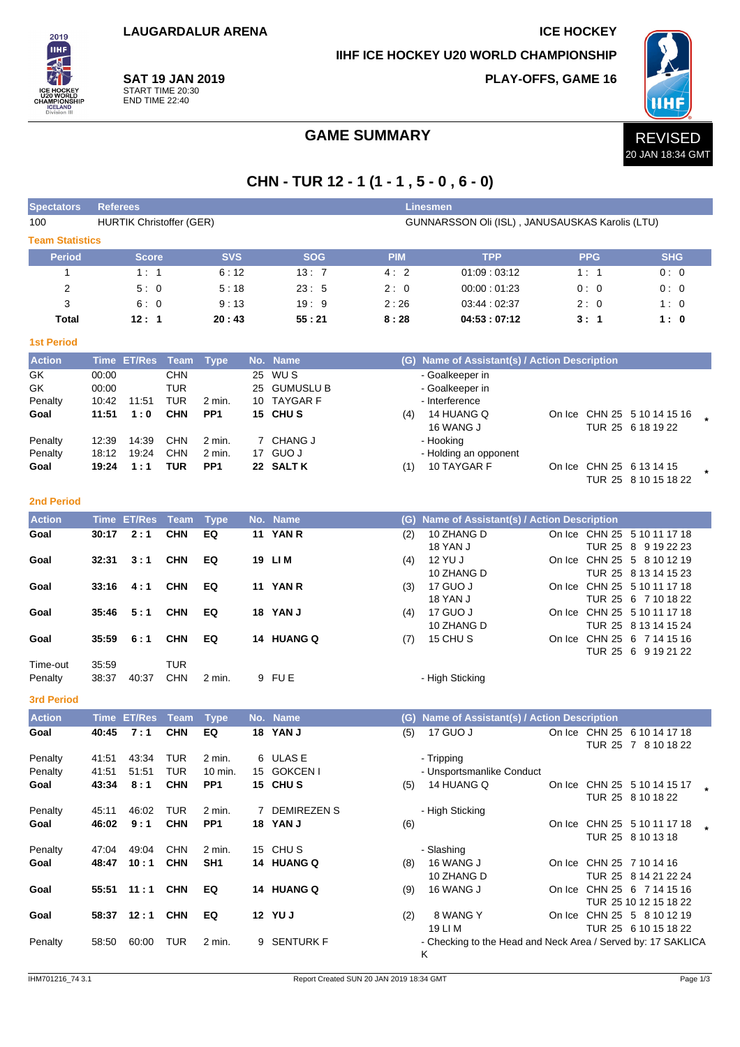LAUGARDALUR ARENA

ICE HOCKEY

IIHF ICE HOCKEY U20 WORLD CHAMPIONSHIP

**SAT 19 JAN 2019**
START TIME 20:30
END TIME 22:40

PLAY-OFFS, GAME 16

# GAME SUMMARY

REVISED
20 JAN 18:34 GMT

## CHN - TUR 12 - 1 (1 - 1 , 5 - 0 , 6 - 0)

| Spectators | Referees | Linesmen |
|---|---|---|
| 100 | HURTIK Christoffer (GER) | GUNNARSSON Oli (ISL) , JANUSAUSKAS Karolis (LTU) |

### Team Statistics

| Period | Score | SVS | SOG | PIM | TPP | PPG | SHG |
|---|---|---|---|---|---|---|---|
| 1 | 1 : 1 | 6 : 12 | 13 : 7 | 4 : 2 | 01:09 : 03:12 | 1 : 1 | 0 : 0 |
| 2 | 5 : 0 | 5 : 18 | 23 : 5 | 2 : 0 | 00:00 : 01:23 | 0 : 0 | 0 : 0 |
| 3 | 6 : 0 | 9 : 13 | 19 : 9 | 2 : 26 | 03:44 : 02:37 | 2 : 0 | 1 : 0 |
| **Total** | **12 : 1** | **20 : 43** | **55 : 21** | **8 : 28** | **04:53 : 07:12** | **3 : 1** | **1 : 0** |

### 1st Period

| Action | Time | ET/Res | Team | Type | No. | Name | (G) | Name of Assistant(s) / Action Description | On Ice | |
|---|---|---|---|---|---|---|---|---|---|---|
| GK | 00:00 | | CHN | | 25 | WU S | | - Goalkeeper in | | |
| GK | 00:00 | | TUR | | 25 | GUMUSLU B | | - Goalkeeper in | | |
| Penalty | 10:42 | 11:51 | TUR | 2 min. | 10 | TAYGAR F | | - Interference | | |
| **Goal** | **11:51** | **1 : 0** | **CHN** | **PP1** | **15** | **CHU S** | (4) | 14 HUANG Q<br>16 WANG J | On Ice CHN 25 5 10 14 15 16<br>TUR 25 6 18 19 22 | * |
| Penalty | 12:39 | 14:39 | CHN | 2 min. | 7 | CHANG J | | - Hooking | | |
| Penalty | 18:12 | 19:24 | CHN | 2 min. | 17 | GUO J | | - Holding an opponent | | |
| **Goal** | **19:24** | **1 : 1** | **TUR** | **PP1** | **22** | **SALT K** | (1) | 10 TAYGAR F | On Ice CHN 25 6 13 14 15<br>TUR 25 8 10 15 18 22 | * |

### 2nd Period

| Action | Time | ET/Res | Team | Type | No. | Name | (G) | Name of Assistant(s) / Action Description | On Ice | |
|---|---|---|---|---|---|---|---|---|---|---|
| **Goal** | **30:17** | **2 : 1** | **CHN** | **EQ** | **11** | **YAN R** | (2) | 10 ZHANG D<br>18 YAN J | On Ice CHN 25 5 10 11 17 18<br>TUR 25 8 9 19 22 23 | |
| **Goal** | **32:31** | **3 : 1** | **CHN** | **EQ** | **19** | **LI M** | (4) | 12 YU J<br>10 ZHANG D | On Ice CHN 25 5 8 10 12 19<br>TUR 25 8 13 14 15 23 | |
| **Goal** | **33:16** | **4 : 1** | **CHN** | **EQ** | **11** | **YAN R** | (3) | 17 GUO J<br>18 YAN J | On Ice CHN 25 5 10 11 17 18<br>TUR 25 6 7 10 18 22 | |
| **Goal** | **35:46** | **5 : 1** | **CHN** | **EQ** | **18** | **YAN J** | (4) | 17 GUO J<br>10 ZHANG D | On Ice CHN 25 5 10 11 17 18<br>TUR 25 8 13 14 15 24 | |
| **Goal** | **35:59** | **6 : 1** | **CHN** | **EQ** | **14** | **HUANG Q** | (7) | 15 CHU S | On Ice CHN 25 6 7 14 15 16<br>TUR 25 6 9 19 21 22 | |
| Time-out | 35:59 | | TUR | | | | | | | |
| Penalty | 38:37 | 40:37 | CHN | 2 min. | 9 | FU E | | - High Sticking | | |

### 3rd Period

| Action | Time | ET/Res | Team | Type | No. | Name | (G) | Name of Assistant(s) / Action Description | On Ice | |
|---|---|---|---|---|---|---|---|---|---|---|
| **Goal** | **40:45** | **7 : 1** | **CHN** | **EQ** | **18** | **YAN J** | (5) | 17 GUO J | On Ice CHN 25 6 10 14 17 18<br>TUR 25 7 8 10 18 22 | |
| Penalty | 41:51 | 43:34 | TUR | 2 min. | 6 | ULAS E | | - Tripping | | |
| Penalty | 41:51 | 51:51 | TUR | 10 min. | 15 | GOKCEN I | | - Unsportsmanlike Conduct | | |
| **Goal** | **43:34** | **8 : 1** | **CHN** | **PP1** | **15** | **CHU S** | (5) | 14 HUANG Q | On Ice CHN 25 5 10 14 15 17<br>TUR 25 8 10 18 22 | * |
| Penalty | 45:11 | 46:02 | TUR | 2 min. | 7 | DEMIREZEN S | | - High Sticking | | |
| **Goal** | **46:02** | **9 : 1** | **CHN** | **PP1** | **18** | **YAN J** | (6) | | On Ice CHN 25 5 10 11 17 18<br>TUR 25 8 10 13 18 | * |
| Penalty | 47:04 | 49:04 | CHN | 2 min. | 15 | CHU S | | - Slashing | | |
| **Goal** | **48:47** | **10 : 1** | **CHN** | **SH1** | **14** | **HUANG Q** | (8) | 16 WANG J<br>10 ZHANG D | On Ice CHN 25 7 10 14 16<br>TUR 25 8 14 21 22 24 | |
| **Goal** | **55:51** | **11 : 1** | **CHN** | **EQ** | **14** | **HUANG Q** | (9) | 16 WANG J | On Ice CHN 25 6 7 14 15 16<br>TUR 25 10 12 15 18 22 | |
| **Goal** | **58:37** | **12 : 1** | **CHN** | **EQ** | **12** | **YU J** | (2) | 8 WANG Y<br>19 LI M | On Ice CHN 25 5 8 10 12 19<br>TUR 25 6 10 15 18 22 | |
| Penalty | 58:50 | 60:00 | TUR | 2 min. | 9 | SENTURK F | | - Checking to the Head and Neck Area / Served by: 17 SAKLICA K | | |

IHM701216_74 3.1 Report Created SUN 20 JAN 2019 18:34 GMT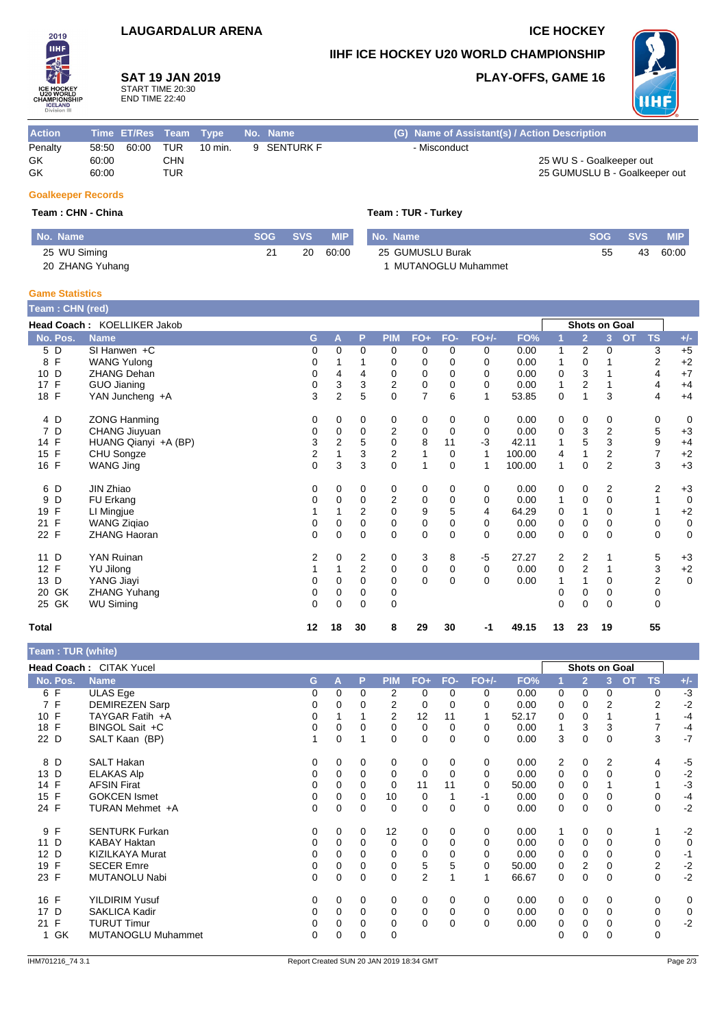# LAUGARDALUR ARENA

**ICE HOCKEY**

## IIHF ICE HOCKEY U20 WORLD CHAMPIONSHIP

**SAT 19 JAN 2019**
START TIME 20:30
END TIME 22:40

**PLAY-OFFS, GAME 16**

| Action | Time | ET/Res | Team | Type | No. | Name | (G) Name of Assistant(s) / Action Description |
|---|---|---|---|---|---|---|---|
| Penalty | 58:50 | 60:00 | TUR | 10 min. | 9 | SENTURK F | - Misconduct |
| GK | 60:00 | | CHN | | | | 25 WU S - Goalkeeper out |
| GK | 60:00 | | TUR | | | | 25 GUMUSLU B - Goalkeeper out |

### Goalkeeper Records

**Team : CHN - China**

| No. Name | SOG | SVS | MIP |
|---|---|---|---|
| 25 WU Siming | 21 | 20 | 60:00 |
| 20 ZHANG Yuhang | | | |

**Team : TUR - Turkey**

| No. Name | SOG | SVS | MIP |
|---|---|---|---|
| 25 GUMUSLU Burak | 55 | 43 | 60:00 |
| 1 MUTANOGLU Muhammet | | | |

### Game Statistics

**Team : CHN (red)**

**Head Coach :** KOELLIKER Jakob

| No. | Pos. | Name | G | A | P | PIM | FO+ | FO- | FO+/- | FO% | Shots on Goal 1 | 2 | 3 | OT | TS | +/- |
|---|---|---|---|---|---|---|---|---|---|---|---|---|---|---|---|---|
| 5 | D | SI Hanwen +C | 0 | 0 | 0 | 0 | 0 | 0 | 0 | 0.00 | 1 | 2 | 0 | | 3 | +5 |
| 8 | F | WANG Yulong | 0 | 1 | 1 | 0 | 0 | 0 | 0 | 0.00 | 1 | 0 | 1 | | 2 | +2 |
| 10 | D | ZHANG Dehan | 0 | 4 | 4 | 0 | 0 | 0 | 0 | 0.00 | 0 | 3 | 1 | | 4 | +7 |
| 17 | F | GUO Jianing | 0 | 3 | 3 | 2 | 0 | 0 | 0 | 0.00 | 1 | 2 | 1 | | 4 | +4 |
| 18 | F | YAN Juncheng +A | 3 | 2 | 5 | 0 | 7 | 6 | 1 | 53.85 | 0 | 1 | 3 | | 4 | +4 |
| 4 | D | ZONG Hanming | 0 | 0 | 0 | 0 | 0 | 0 | 0 | 0.00 | 0 | 0 | 0 | | 0 | 0 |
| 7 | D | CHANG Jiuyuan | 0 | 0 | 0 | 2 | 0 | 0 | 0 | 0.00 | 0 | 3 | 2 | | 5 | +3 |
| 14 | F | HUANG Qianyi +A (BP) | 3 | 2 | 5 | 0 | 8 | 11 | -3 | 42.11 | 1 | 5 | 3 | | 9 | +4 |
| 15 | F | CHU Songze | 2 | 1 | 3 | 2 | 1 | 0 | 1 | 100.00 | 4 | 1 | 2 | | 7 | +2 |
| 16 | F | WANG Jing | 0 | 3 | 3 | 0 | 1 | 0 | 1 | 100.00 | 1 | 0 | 2 | | 3 | +3 |
| 6 | D | JIN Zhiao | 0 | 0 | 0 | 0 | 0 | 0 | 0 | 0.00 | 0 | 0 | 2 | | 2 | +3 |
| 9 | D | FU Erkang | 0 | 0 | 0 | 2 | 0 | 0 | 0 | 0.00 | 1 | 0 | 0 | | 1 | 0 |
| 19 | F | LI Mingjue | 1 | 1 | 2 | 0 | 9 | 5 | 4 | 64.29 | 0 | 1 | 0 | | 1 | +2 |
| 21 | F | WANG Ziqiao | 0 | 0 | 0 | 0 | 0 | 0 | 0 | 0.00 | 0 | 0 | 0 | | 0 | 0 |
| 22 | F | ZHANG Haoran | 0 | 0 | 0 | 0 | 0 | 0 | 0 | 0.00 | 0 | 0 | 0 | | 0 | 0 |
| 11 | D | YAN Ruinan | 2 | 0 | 2 | 0 | 3 | 8 | -5 | 27.27 | 2 | 2 | 1 | | 5 | +3 |
| 12 | F | YU Jilong | 1 | 1 | 2 | 0 | 0 | 0 | 0 | 0.00 | 0 | 2 | 1 | | 3 | +2 |
| 13 | D | YANG Jiayi | 0 | 0 | 0 | 0 | 0 | 0 | 0 | 0.00 | 1 | 1 | 0 | | 2 | 0 |
| 20 | GK | ZHANG Yuhang | 0 | 0 | 0 | 0 | | | | | 0 | 0 | 0 | | 0 | |
| 25 | GK | WU Siming | 0 | 0 | 0 | 0 | | | | | 0 | 0 | 0 | | 0 | |
| **Total** | | | **12** | **18** | **30** | **8** | **29** | **30** | **-1** | **49.15** | **13** | **23** | **19** | | **55** | |

**Team : TUR (white)**

**Head Coach :** CITAK Yucel

| No. | Pos. | Name | G | A | P | PIM | FO+ | FO- | FO+/- | FO% | Shots on Goal 1 | 2 | 3 | OT | TS | +/- |
|---|---|---|---|---|---|---|---|---|---|---|---|---|---|---|---|---|
| 6 | F | ULAS Ege | 0 | 0 | 0 | 2 | 0 | 0 | 0 | 0.00 | 0 | 0 | 0 | | 0 | -3 |
| 7 | F | DEMIREZEN Sarp | 0 | 0 | 0 | 2 | 0 | 0 | 0 | 0.00 | 0 | 0 | 2 | | 2 | -2 |
| 10 | F | TAYGAR Fatih +A | 0 | 1 | 1 | 2 | 12 | 11 | 1 | 52.17 | 0 | 0 | 1 | | 1 | -4 |
| 18 | F | BINGOL Sait +C | 0 | 0 | 0 | 0 | 0 | 0 | 0 | 0.00 | 1 | 3 | 3 | | 7 | -4 |
| 22 | D | SALT Kaan (BP) | 1 | 0 | 1 | 0 | 0 | 0 | 0 | 0.00 | 3 | 0 | 0 | | 3 | -7 |
| 8 | D | SALT Hakan | 0 | 0 | 0 | 0 | 0 | 0 | 0 | 0.00 | 2 | 0 | 2 | | 4 | -5 |
| 13 | D | ELAKAS Alp | 0 | 0 | 0 | 0 | 0 | 0 | 0 | 0.00 | 0 | 0 | 0 | | 0 | -2 |
| 14 | F | AFSIN Firat | 0 | 0 | 0 | 0 | 11 | 11 | 0 | 50.00 | 0 | 0 | 1 | | 1 | -3 |
| 15 | F | GOKCEN Ismet | 0 | 0 | 0 | 10 | 0 | 1 | -1 | 0.00 | 0 | 0 | 0 | | 0 | -4 |
| 24 | F | TURAN Mehmet +A | 0 | 0 | 0 | 0 | 0 | 0 | 0 | 0.00 | 0 | 0 | 0 | | 0 | -2 |
| 9 | F | SENTURK Furkan | 0 | 0 | 0 | 12 | 0 | 0 | 0 | 0.00 | 1 | 0 | 0 | | 1 | -2 |
| 11 | D | KABAY Haktan | 0 | 0 | 0 | 0 | 0 | 0 | 0 | 0.00 | 0 | 0 | 0 | | 0 | 0 |
| 12 | D | KIZILKAYA Murat | 0 | 0 | 0 | 0 | 0 | 0 | 0 | 0.00 | 0 | 0 | 0 | | 0 | -1 |
| 19 | F | SECER Emre | 0 | 0 | 0 | 0 | 5 | 5 | 0 | 50.00 | 0 | 2 | 0 | | 2 | -2 |
| 23 | F | MUTANOLU Nabi | 0 | 0 | 0 | 0 | 2 | 1 | 1 | 66.67 | 0 | 0 | 0 | | 0 | -2 |
| 16 | F | YILDIRIM Yusuf | 0 | 0 | 0 | 0 | 0 | 0 | 0 | 0.00 | 0 | 0 | 0 | | 0 | 0 |
| 17 | D | SAKLICA Kadir | 0 | 0 | 0 | 0 | 0 | 0 | 0 | 0.00 | 0 | 0 | 0 | | 0 | 0 |
| 21 | F | TURUT Timur | 0 | 0 | 0 | 0 | 0 | 0 | 0 | 0.00 | 0 | 0 | 0 | | 0 | -2 |
| 1 | GK | MUTANOGLU Muhammet | 0 | 0 | 0 | 0 | | | | | 0 | 0 | 0 | | 0 | |

IHM701216_74 3.1 — Report Created SUN 20 JAN 2019 18:34 GMT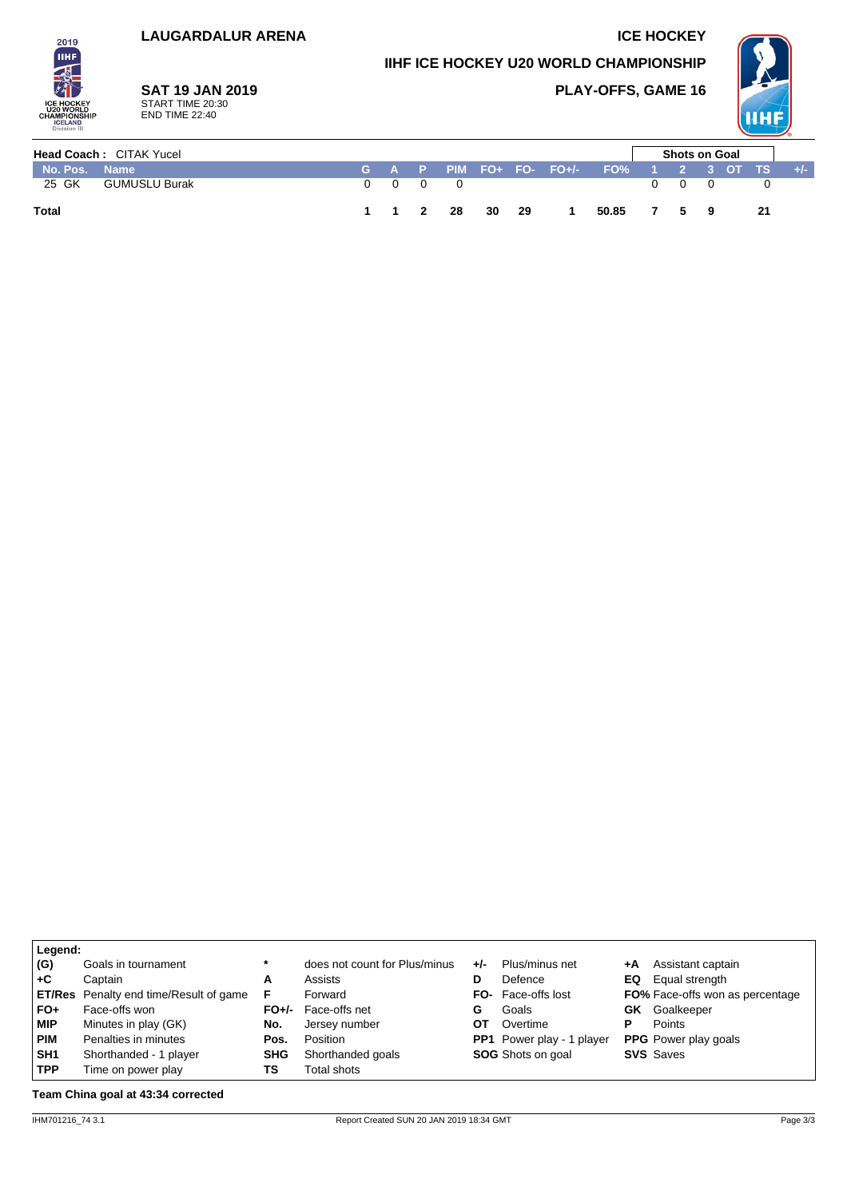**LAUGARDALUR ARENA**

**ICE HOCKEY**

**IIHF ICE HOCKEY U20 WORLD CHAMPIONSHIP**

**SAT 19 JAN 2019**
START TIME 20:30
END TIME 22:40

**PLAY-OFFS, GAME 16**

**Head Coach :** CITAK Yucel

| No. | Pos. | Name | G | A | P | PIM | FO+ | FO- | FO+/- | FO% | Shots on Goal 1 | 2 | 3 | OT | TS | +/- |
|---|---|---|---|---|---|---|---|---|---|---|---|---|---|---|---|---|
| 25 | GK | GUMUSLU Burak | 0 | 0 | 0 | 0 | | | | | 0 | 0 | 0 | | 0 | |
| **Total** | | | **1** | **1** | **2** | **28** | **30** | **29** | **1** | **50.85** | **7** | **5** | **9** | | **21** | |

| Legend: | | | | | | | |
|---|---|---|---|---|---|---|---|
| (G) | Goals in tournament | * | does not count for Plus/minus | +/- | Plus/minus net | +A | Assistant captain |
| +C | Captain | A | Assists | D | Defence | EQ | Equal strength |
| ET/Res | Penalty end time/Result of game | F | Forward | FO- | Face-offs lost | FO% | Face-offs won as percentage |
| FO+ | Face-offs won | FO+/- | Face-offs net | G | Goals | GK | Goalkeeper |
| MIP | Minutes in play (GK) | No. | Jersey number | OT | Overtime | P | Points |
| PIM | Penalties in minutes | Pos. | Position | PP1 | Power play - 1 player | PPG | Power play goals |
| SH1 | Shorthanded - 1 player | SHG | Shorthanded goals | SOG | Shots on goal | SVS | Saves |
| TPP | Time on power play | TS | Total shots | | | | |

**Team China goal at 43:34 corrected**

IHM701216_74 3.1 Report Created SUN 20 JAN 2019 18:34 GMT